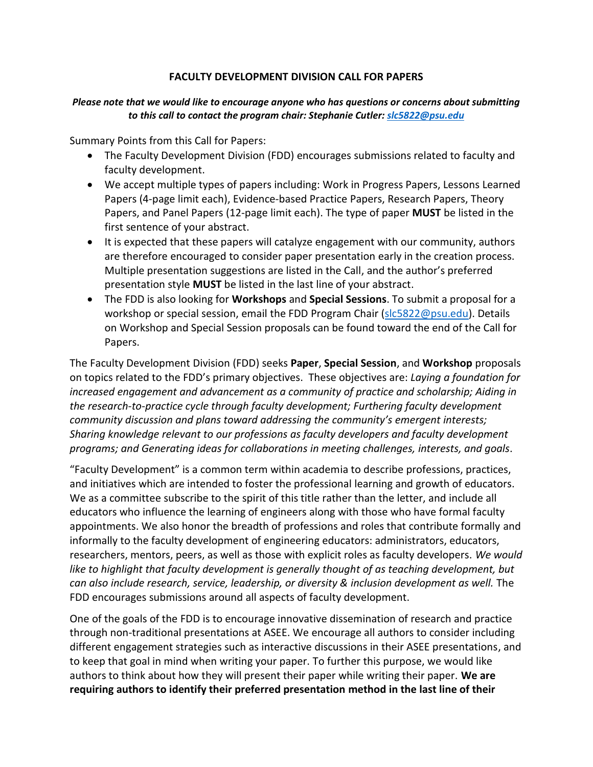# FACULTY DEVELOPMENT DIVISION CALL FOR PAPERS

***Please note that we would like to encourage anyone who has questions or concerns about submitting to this call to contact the program chair: Stephanie Cutler: slc5822@psu.edu***

Summary Points from this Call for Papers:

- The Faculty Development Division (FDD) encourages submissions related to faculty and faculty development.
- We accept multiple types of papers including: Work in Progress Papers, Lessons Learned Papers (4-page limit each), Evidence-based Practice Papers, Research Papers, Theory Papers, and Panel Papers (12-page limit each). The type of paper **MUST** be listed in the first sentence of your abstract.
- It is expected that these papers will catalyze engagement with our community, authors are therefore encouraged to consider paper presentation early in the creation process. Multiple presentation suggestions are listed in the Call, and the author's preferred presentation style **MUST** be listed in the last line of your abstract.
- The FDD is also looking for **Workshops** and **Special Sessions**. To submit a proposal for a workshop or special session, email the FDD Program Chair (slc5822@psu.edu). Details on Workshop and Special Session proposals can be found toward the end of the Call for Papers.

The Faculty Development Division (FDD) seeks **Paper**, **Special Session**, and **Workshop** proposals on topics related to the FDD's primary objectives. These objectives are: *Laying a foundation for increased engagement and advancement as a community of practice and scholarship; Aiding in the research-to-practice cycle through faculty development; Furthering faculty development community discussion and plans toward addressing the community's emergent interests; Sharing knowledge relevant to our professions as faculty developers and faculty development programs; and Generating ideas for collaborations in meeting challenges, interests, and goals*.

"Faculty Development" is a common term within academia to describe professions, practices, and initiatives which are intended to foster the professional learning and growth of educators. We as a committee subscribe to the spirit of this title rather than the letter, and include all educators who influence the learning of engineers along with those who have formal faculty appointments. We also honor the breadth of professions and roles that contribute formally and informally to the faculty development of engineering educators: administrators, educators, researchers, mentors, peers, as well as those with explicit roles as faculty developers. *We would like to highlight that faculty development is generally thought of as teaching development, but can also include research, service, leadership, or diversity & inclusion development as well.* The FDD encourages submissions around all aspects of faculty development.

One of the goals of the FDD is to encourage innovative dissemination of research and practice through non-traditional presentations at ASEE. We encourage all authors to consider including different engagement strategies such as interactive discussions in their ASEE presentations, and to keep that goal in mind when writing your paper. To further this purpose, we would like authors to think about how they will present their paper while writing their paper. **We are requiring authors to identify their preferred presentation method in the last line of their**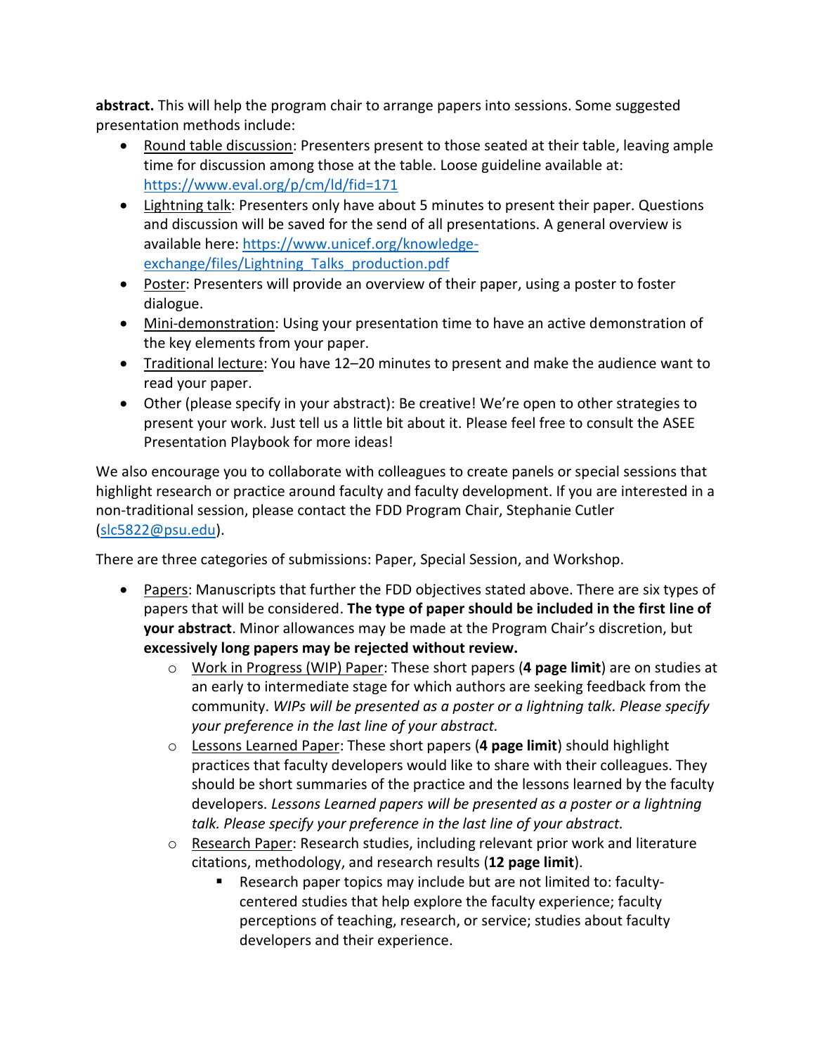**abstract.** This will help the program chair to arrange papers into sessions. Some suggested presentation methods include:

- Round table discussion: Presenters present to those seated at their table, leaving ample time for discussion among those at the table. Loose guideline available at: https://www.eval.org/p/cm/ld/fid=171
- Lightning talk: Presenters only have about 5 minutes to present their paper. Questions and discussion will be saved for the send of all presentations. A general overview is available here: https://www.unicef.org/knowledge-exchange/files/Lightning_Talks_production.pdf
- Poster: Presenters will provide an overview of their paper, using a poster to foster dialogue.
- Mini-demonstration: Using your presentation time to have an active demonstration of the key elements from your paper.
- Traditional lecture: You have 12–20 minutes to present and make the audience want to read your paper.
- Other (please specify in your abstract): Be creative! We're open to other strategies to present your work. Just tell us a little bit about it. Please feel free to consult the ASEE Presentation Playbook for more ideas!

We also encourage you to collaborate with colleagues to create panels or special sessions that highlight research or practice around faculty and faculty development. If you are interested in a non-traditional session, please contact the FDD Program Chair, Stephanie Cutler (slc5822@psu.edu).

There are three categories of submissions: Paper, Special Session, and Workshop.

- Papers: Manuscripts that further the FDD objectives stated above. There are six types of papers that will be considered. **The type of paper should be included in the first line of your abstract**. Minor allowances may be made at the Program Chair's discretion, but **excessively long papers may be rejected without review.**
  - Work in Progress (WIP) Paper: These short papers (**4 page limit**) are on studies at an early to intermediate stage for which authors are seeking feedback from the community. *WIPs will be presented as a poster or a lightning talk. Please specify your preference in the last line of your abstract.*
  - Lessons Learned Paper: These short papers (**4 page limit**) should highlight practices that faculty developers would like to share with their colleagues. They should be short summaries of the practice and the lessons learned by the faculty developers. *Lessons Learned papers will be presented as a poster or a lightning talk. Please specify your preference in the last line of your abstract.*
  - Research Paper: Research studies, including relevant prior work and literature citations, methodology, and research results (**12 page limit**).
    - Research paper topics may include but are not limited to: faculty-centered studies that help explore the faculty experience; faculty perceptions of teaching, research, or service; studies about faculty developers and their experience.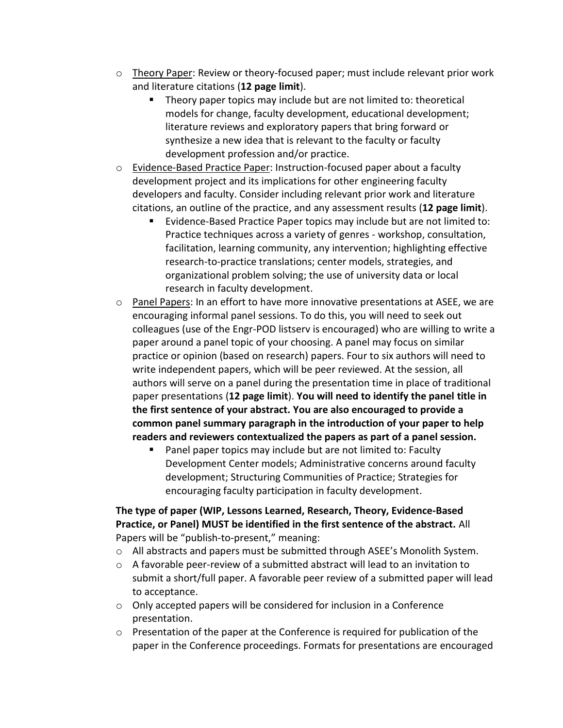- Theory Paper: Review or theory-focused paper; must include relevant prior work and literature citations (**12 page limit**).
  - Theory paper topics may include but are not limited to: theoretical models for change, faculty development, educational development; literature reviews and exploratory papers that bring forward or synthesize a new idea that is relevant to the faculty or faculty development profession and/or practice.
- Evidence-Based Practice Paper: Instruction-focused paper about a faculty development project and its implications for other engineering faculty developers and faculty. Consider including relevant prior work and literature citations, an outline of the practice, and any assessment results (**12 page limit**).
  - Evidence-Based Practice Paper topics may include but are not limited to: Practice techniques across a variety of genres - workshop, consultation, facilitation, learning community, any intervention; highlighting effective research-to-practice translations; center models, strategies, and organizational problem solving; the use of university data or local research in faculty development.
- Panel Papers: In an effort to have more innovative presentations at ASEE, we are encouraging informal panel sessions. To do this, you will need to seek out colleagues (use of the Engr-POD listserv is encouraged) who are willing to write a paper around a panel topic of your choosing. A panel may focus on similar practice or opinion (based on research) papers. Four to six authors will need to write independent papers, which will be peer reviewed. At the session, all authors will serve on a panel during the presentation time in place of traditional paper presentations (**12 page limit**). **You will need to identify the panel title in the first sentence of your abstract. You are also encouraged to provide a common panel summary paragraph in the introduction of your paper to help readers and reviewers contextualized the papers as part of a panel session.**
  - Panel paper topics may include but are not limited to: Faculty Development Center models; Administrative concerns around faculty development; Structuring Communities of Practice; Strategies for encouraging faculty participation in faculty development.

**The type of paper (WIP, Lessons Learned, Research, Theory, Evidence-Based Practice, or Panel) MUST be identified in the first sentence of the abstract.** All Papers will be "publish-to-present," meaning:

- All abstracts and papers must be submitted through ASEE's Monolith System.
- A favorable peer-review of a submitted abstract will lead to an invitation to submit a short/full paper. A favorable peer review of a submitted paper will lead to acceptance.
- Only accepted papers will be considered for inclusion in a Conference presentation.
- Presentation of the paper at the Conference is required for publication of the paper in the Conference proceedings. Formats for presentations are encouraged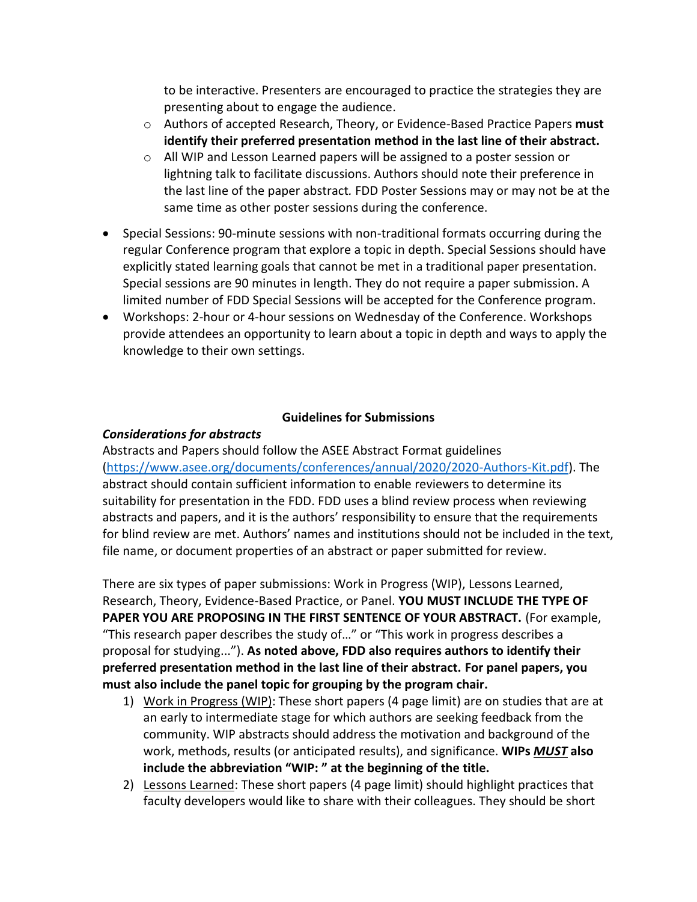to be interactive. Presenters are encouraged to practice the strategies they are presenting about to engage the audience.

  - Authors of accepted Research, Theory, or Evidence-Based Practice Papers **must identify their preferred presentation method in the last line of their abstract.**
  - All WIP and Lesson Learned papers will be assigned to a poster session or lightning talk to facilitate discussions. Authors should note their preference in the last line of the paper abstract. FDD Poster Sessions may or may not be at the same time as other poster sessions during the conference.

- Special Sessions: 90-minute sessions with non-traditional formats occurring during the regular Conference program that explore a topic in depth. Special Sessions should have explicitly stated learning goals that cannot be met in a traditional paper presentation. Special sessions are 90 minutes in length. They do not require a paper submission. A limited number of FDD Special Sessions will be accepted for the Conference program.
- Workshops: 2-hour or 4-hour sessions on Wednesday of the Conference. Workshops provide attendees an opportunity to learn about a topic in depth and ways to apply the knowledge to their own settings.

## Guidelines for Submissions

***Considerations for abstracts***

Abstracts and Papers should follow the ASEE Abstract Format guidelines (https://www.asee.org/documents/conferences/annual/2020/2020-Authors-Kit.pdf). The abstract should contain sufficient information to enable reviewers to determine its suitability for presentation in the FDD. FDD uses a blind review process when reviewing abstracts and papers, and it is the authors' responsibility to ensure that the requirements for blind review are met. Authors' names and institutions should not be included in the text, file name, or document properties of an abstract or paper submitted for review.

There are six types of paper submissions: Work in Progress (WIP), Lessons Learned, Research, Theory, Evidence-Based Practice, or Panel. **YOU MUST INCLUDE THE TYPE OF PAPER YOU ARE PROPOSING IN THE FIRST SENTENCE OF YOUR ABSTRACT.** (For example, "This research paper describes the study of…" or "This work in progress describes a proposal for studying..."). **As noted above, FDD also requires authors to identify their preferred presentation method in the last line of their abstract. For panel papers, you must also include the panel topic for grouping by the program chair.**

1) <u>Work in Progress (WIP)</u>: These short papers (4 page limit) are on studies that are at an early to intermediate stage for which authors are seeking feedback from the community. WIP abstracts should address the motivation and background of the work, methods, results (or anticipated results), and significance. **WIPs *<u>MUST</u>* also include the abbreviation "WIP: " at the beginning of the title.**
2) <u>Lessons Learned</u>: These short papers (4 page limit) should highlight practices that faculty developers would like to share with their colleagues. They should be short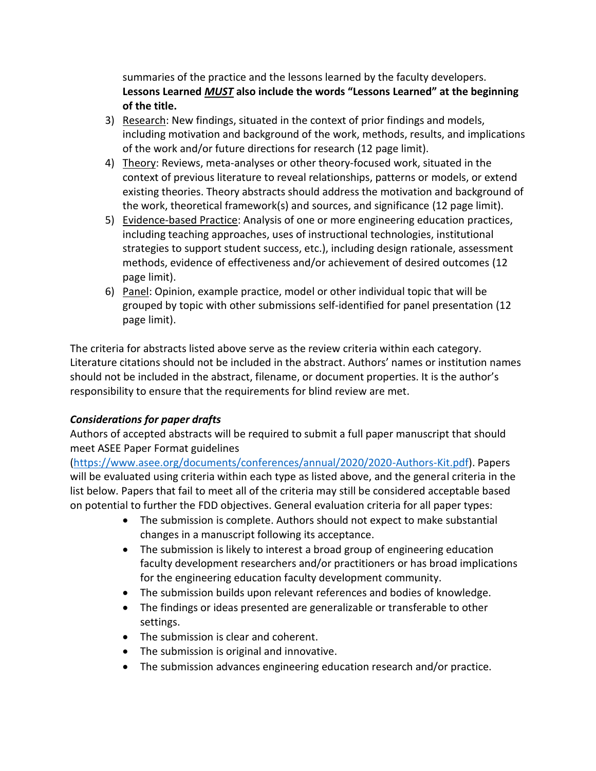summaries of the practice and the lessons learned by the faculty developers. **Lessons Learned *MUST* also include the words "Lessons Learned" at the beginning of the title.**

3) Research: New findings, situated in the context of prior findings and models, including motivation and background of the work, methods, results, and implications of the work and/or future directions for research (12 page limit).
4) Theory: Reviews, meta-analyses or other theory-focused work, situated in the context of previous literature to reveal relationships, patterns or models, or extend existing theories. Theory abstracts should address the motivation and background of the work, theoretical framework(s) and sources, and significance (12 page limit).
5) Evidence-based Practice: Analysis of one or more engineering education practices, including teaching approaches, uses of instructional technologies, institutional strategies to support student success, etc.), including design rationale, assessment methods, evidence of effectiveness and/or achievement of desired outcomes (12 page limit).
6) Panel: Opinion, example practice, model or other individual topic that will be grouped by topic with other submissions self-identified for panel presentation (12 page limit).

The criteria for abstracts listed above serve as the review criteria within each category. Literature citations should not be included in the abstract. Authors' names or institution names should not be included in the abstract, filename, or document properties. It is the author's responsibility to ensure that the requirements for blind review are met.

***Considerations for paper drafts***

Authors of accepted abstracts will be required to submit a full paper manuscript that should meet ASEE Paper Format guidelines (https://www.asee.org/documents/conferences/annual/2020/2020-Authors-Kit.pdf). Papers will be evaluated using criteria within each type as listed above, and the general criteria in the list below. Papers that fail to meet all of the criteria may still be considered acceptable based on potential to further the FDD objectives. General evaluation criteria for all paper types:

- The submission is complete. Authors should not expect to make substantial changes in a manuscript following its acceptance.
- The submission is likely to interest a broad group of engineering education faculty development researchers and/or practitioners or has broad implications for the engineering education faculty development community.
- The submission builds upon relevant references and bodies of knowledge.
- The findings or ideas presented are generalizable or transferable to other settings.
- The submission is clear and coherent.
- The submission is original and innovative.
- The submission advances engineering education research and/or practice.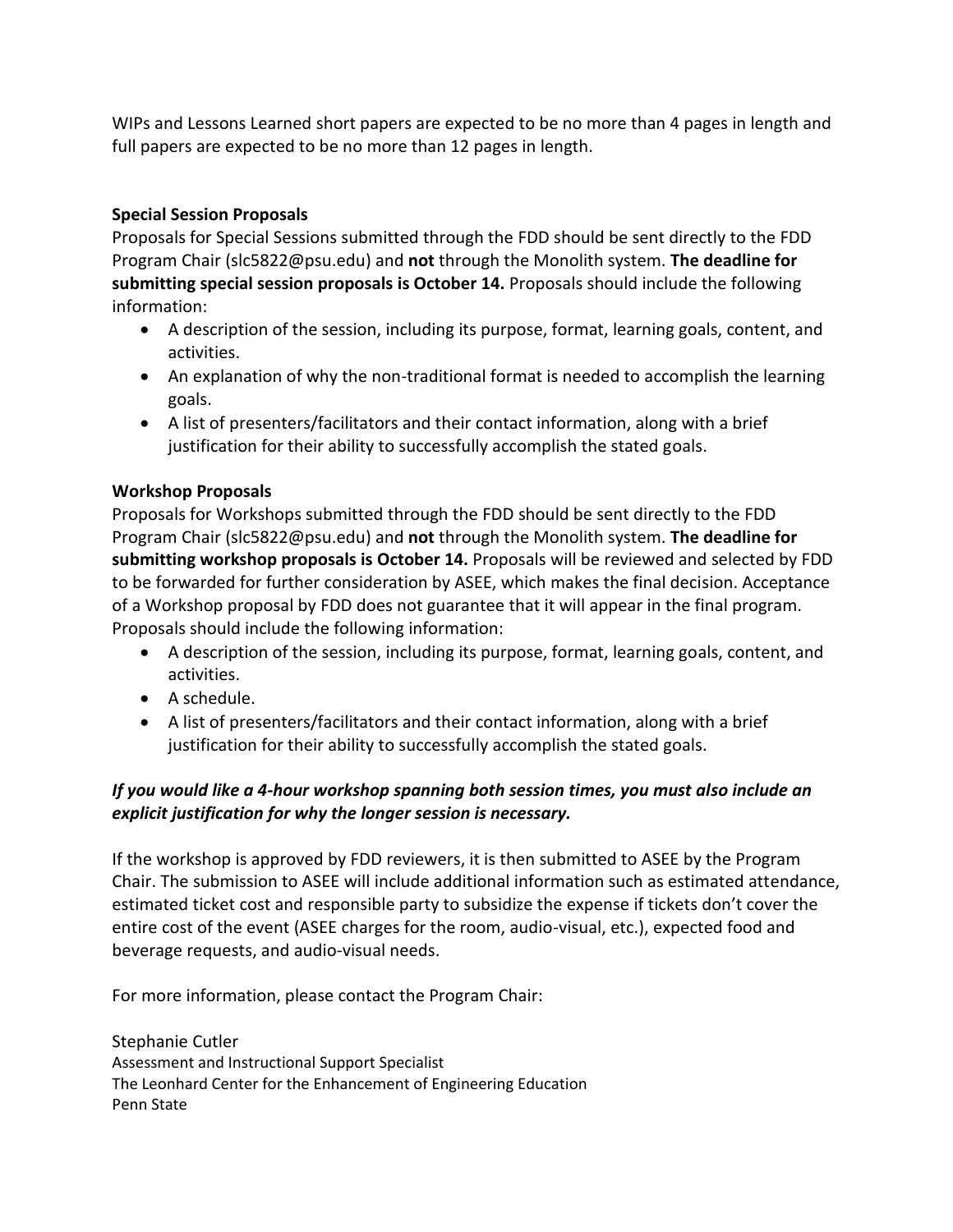WIPs and Lessons Learned short papers are expected to be no more than 4 pages in length and full papers are expected to be no more than 12 pages in length.

**Special Session Proposals**

Proposals for Special Sessions submitted through the FDD should be sent directly to the FDD Program Chair (slc5822@psu.edu) and **not** through the Monolith system. **The deadline for submitting special session proposals is October 14.** Proposals should include the following information:

- A description of the session, including its purpose, format, learning goals, content, and activities.
- An explanation of why the non-traditional format is needed to accomplish the learning goals.
- A list of presenters/facilitators and their contact information, along with a brief justification for their ability to successfully accomplish the stated goals.

**Workshop Proposals**

Proposals for Workshops submitted through the FDD should be sent directly to the FDD Program Chair (slc5822@psu.edu) and **not** through the Monolith system. **The deadline for submitting workshop proposals is October 14.** Proposals will be reviewed and selected by FDD to be forwarded for further consideration by ASEE, which makes the final decision. Acceptance of a Workshop proposal by FDD does not guarantee that it will appear in the final program. Proposals should include the following information:

- A description of the session, including its purpose, format, learning goals, content, and activities.
- A schedule.
- A list of presenters/facilitators and their contact information, along with a brief justification for their ability to successfully accomplish the stated goals.

***If you would like a 4-hour workshop spanning both session times, you must also include an explicit justification for why the longer session is necessary.***

If the workshop is approved by FDD reviewers, it is then submitted to ASEE by the Program Chair. The submission to ASEE will include additional information such as estimated attendance, estimated ticket cost and responsible party to subsidize the expense if tickets don't cover the entire cost of the event (ASEE charges for the room, audio-visual, etc.), expected food and beverage requests, and audio-visual needs.

For more information, please contact the Program Chair:

Stephanie Cutler
Assessment and Instructional Support Specialist
The Leonhard Center for the Enhancement of Engineering Education
Penn State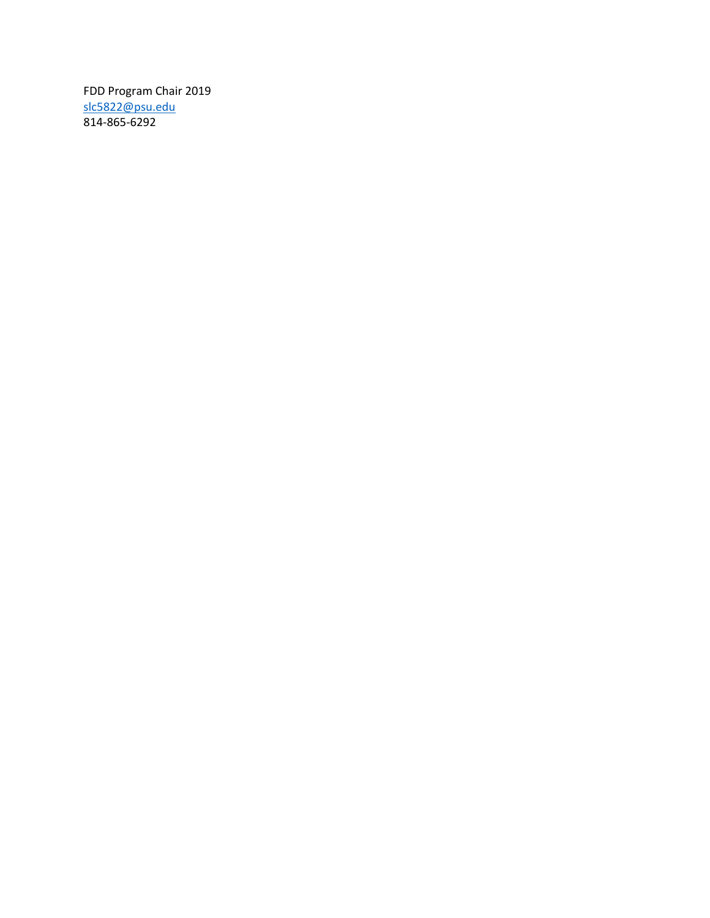FDD Program Chair 2019
slc5822@psu.edu
814-865-6292